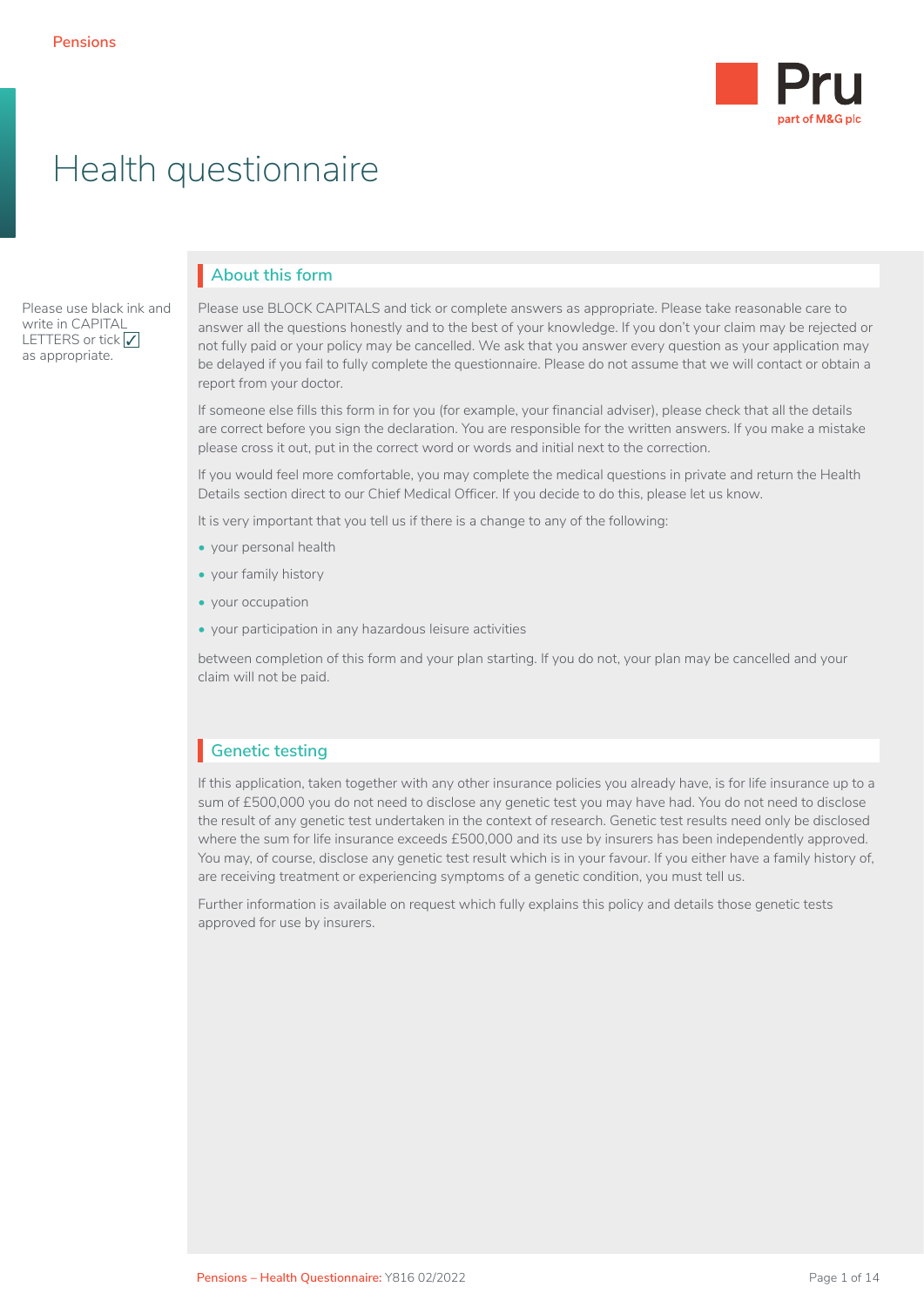# Health questionnaire

Please use black ink and write in CAPITAL LETTERS or tick ✓ as appropriate.

## About this form

Please use BLOCK CAPITALS and tick or complete answers as appropriate. Please take reasonable care to answer all the questions honestly and to the best of your knowledge. If you don't your claim may be rejected or not fully paid or your policy may be cancelled. We ask that you answer every question as your application may be delayed if you fail to fully complete the questionnaire. Please do not assume that we will contact or obtain a report from your doctor.

If someone else fills this form in for you (for example, your financial adviser), please check that all the details are correct before you sign the declaration. You are responsible for the written answers. If you make a mistake please cross it out, put in the correct word or words and initial next to the correction.

If you would feel more comfortable, you may complete the medical questions in private and return the Health Details section direct to our Chief Medical Officer. If you decide to do this, please let us know.

It is very important that you tell us if there is a change to any of the following:

- your personal health
- your family history
- your occupation
- your participation in any hazardous leisure activities

between completion of this form and your plan starting. If you do not, your plan may be cancelled and your claim will not be paid.

## Genetic testing

If this application, taken together with any other insurance policies you already have, is for life insurance up to a sum of £500,000 you do not need to disclose any genetic test you may have had. You do not need to disclose the result of any genetic test undertaken in the context of research. Genetic test results need only be disclosed where the sum for life insurance exceeds £500,000 and its use by insurers has been independently approved. You may, of course, disclose any genetic test result which is in your favour. If you either have a family history of, are receiving treatment or experiencing symptoms of a genetic condition, you must tell us.

Further information is available on request which fully explains this policy and details those genetic tests approved for use by insurers.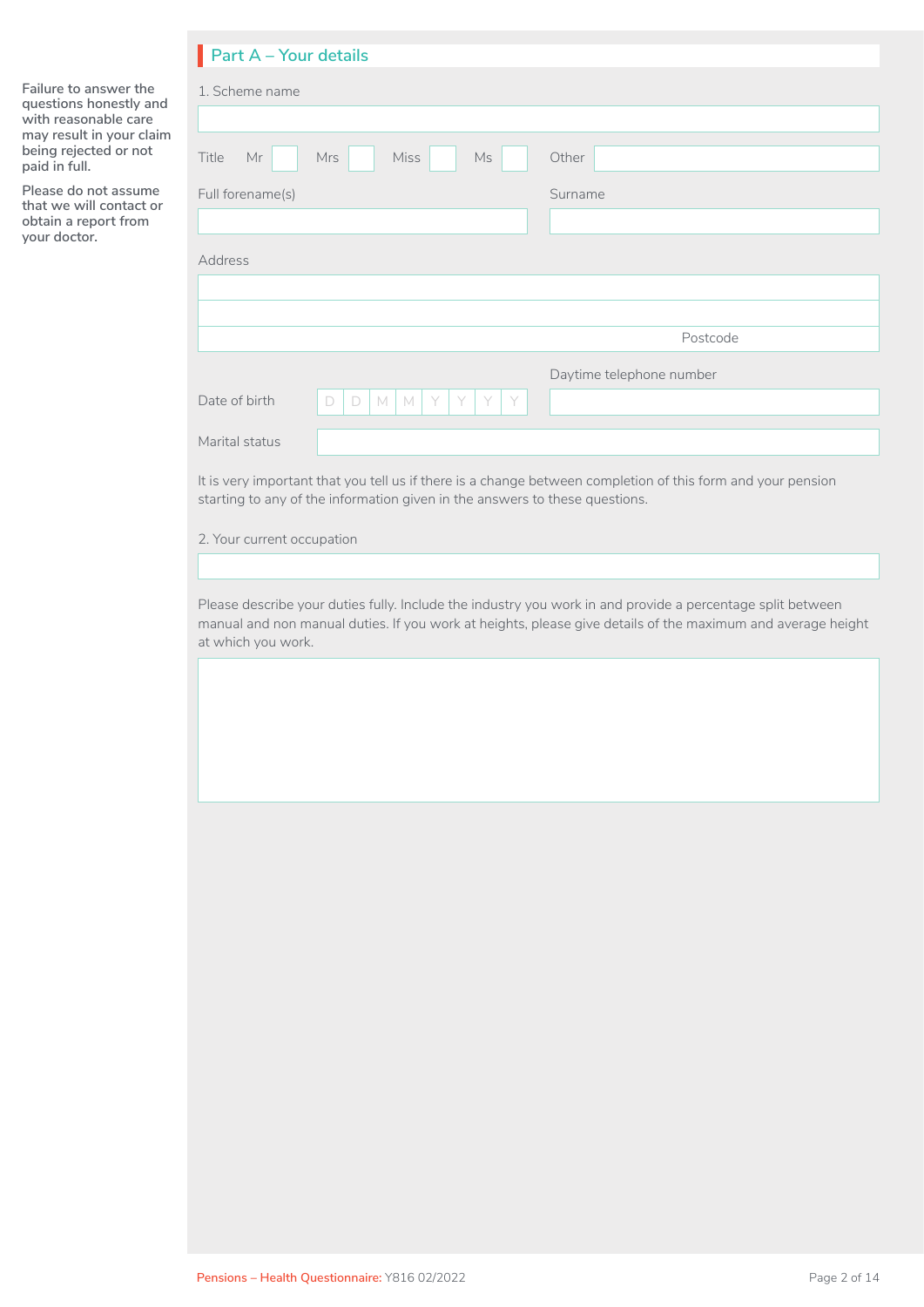## Part A – Your details

**Failure to answer the questions honestly and with reasonable care may result in your claim being rejected or not paid in full.**

**Please do not assume that we will contact or obtain a report from your doctor.**

1. Scheme name

Title Mr Mrs Miss Ms Other

Full forename(s)

Surname

Address

Postcode

Date of birth D D M M Y Y Y Y

Daytime telephone number

Marital status

It is very important that you tell us if there is a change between completion of this form and your pension starting to any of the information given in the answers to these questions.

2. Your current occupation

Please describe your duties fully. Include the industry you work in and provide a percentage split between manual and non manual duties. If you work at heights, please give details of the maximum and average height at which you work.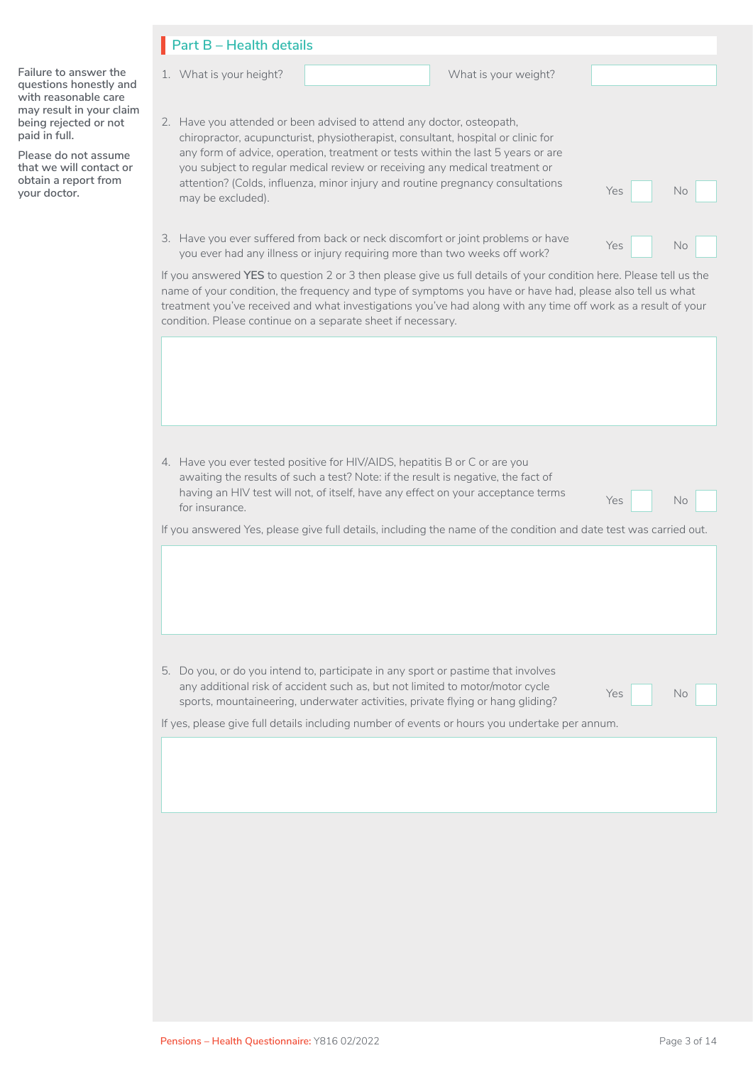**Failure to answer the questions honestly and with reasonable care may result in your claim being rejected or not paid in full.**

**Please do not assume that we will contact or obtain a report from your doctor.**

## Part B – Health details

1. What is your height? ____________ What is your weight? ____________

2. Have you attended or been advised to attend any doctor, osteopath, chiropractor, acupuncturist, physiotherapist, consultant, hospital or clinic for any form of advice, operation, treatment or tests within the last 5 years or are you subject to regular medical review or receiving any medical treatment or attention? (Colds, influenza, minor injury and routine pregnancy consultations may be excluded). Yes ☐ No ☐

3. Have you ever suffered from back or neck discomfort or joint problems or have you ever had any illness or injury requiring more than two weeks off work? Yes ☐ No ☐

If you answered **YES** to question 2 or 3 then please give us full details of your condition here. Please tell us the name of your condition, the frequency and type of symptoms you have or have had, please also tell us what treatment you've received and what investigations you've had along with any time off work as a result of your condition. Please continue on a separate sheet if necessary.

____________

4. Have you ever tested positive for HIV/AIDS, hepatitis B or C or are you awaiting the results of such a test? Note: if the result is negative, the fact of having an HIV test will not, of itself, have any effect on your acceptance terms for insurance. Yes ☐ No ☐

If you answered Yes, please give full details, including the name of the condition and date test was carried out.

____________

5. Do you, or do you intend to, participate in any sport or pastime that involves any additional risk of accident such as, but not limited to motor/motor cycle sports, mountaineering, underwater activities, private flying or hang gliding? Yes ☐ No ☐

If yes, please give full details including number of events or hours you undertake per annum.

____________

Pensions – Health Questionnaire: Y816 02/2022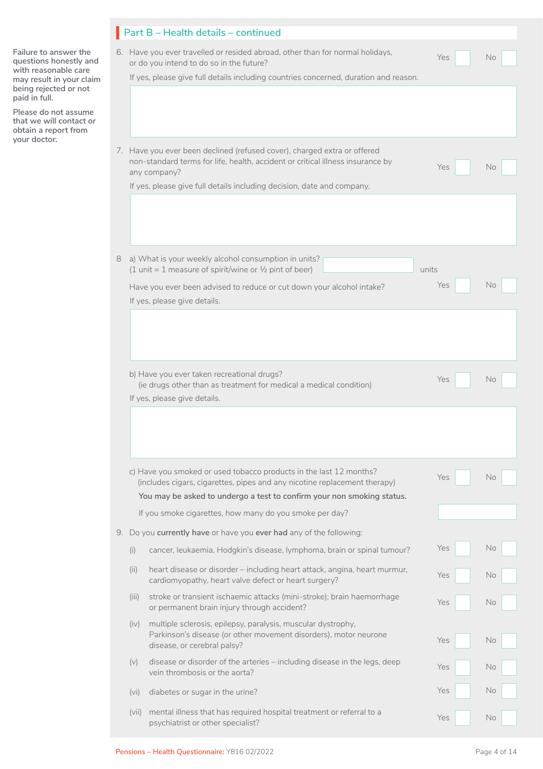## Part B – Health details – continued

**Failure to answer the questions honestly and with reasonable care may result in your claim being rejected or not paid in full.**

**Please do not assume that we will contact or obtain a report from your doctor.**

6. Have you ever travelled or resided abroad, other than for normal holidays, or do you intend to do so in the future? Yes ☐ No ☐

   If yes, please give full details including countries concerned, duration and reason.

7. Have you ever been declined (refused cover), charged extra or offered non-standard terms for life, health, accident or critical illness insurance by any company? Yes ☐ No ☐

   If yes, please give full details including decision, date and company.

8. a) What is your weekly alcohol consumption in units? (1 unit = 1 measure of spirit/wine or ½ pint of beer) ________ units

   Have you ever been advised to reduce or cut down your alcohol intake? Yes ☐ No ☐

   If yes, please give details.

   b) Have you ever taken recreational drugs? (ie drugs other than as treatment for medical a medical condition) Yes ☐ No ☐

   If yes, please give details.

   c) Have you smoked or used tobacco products in the last 12 months? (includes cigars, cigarettes, pipes and any nicotine replacement therapy) Yes ☐ No ☐

   **You may be asked to undergo a test to confirm your non smoking status.**

   If you smoke cigarettes, how many do you smoke per day? ________

9. Do you **currently have** or have you **ever had** any of the following:

   (i) cancer, leukaemia, Hodgkin's disease, lymphoma, brain or spinal tumour? Yes ☐ No ☐

   (ii) heart disease or disorder – including heart attack, angina, heart murmur, cardiomyopathy, heart valve defect or heart surgery? Yes ☐ No ☐

   (iii) stroke or transient ischaemic attacks (mini-stroke); brain haemorrhage or permanent brain injury through accident? Yes ☐ No ☐

   (iv) multiple sclerosis, epilepsy, paralysis, muscular dystrophy, Parkinson's disease (or other movement disorders), motor neurone disease, or cerebral palsy? Yes ☐ No ☐

   (v) disease or disorder of the arteries – including disease in the legs, deep vein thrombosis or the aorta? Yes ☐ No ☐

   (vi) diabetes or sugar in the urine? Yes ☐ No ☐

   (vii) mental illness that has required hospital treatment or referral to a psychiatrist or other specialist? Yes ☐ No ☐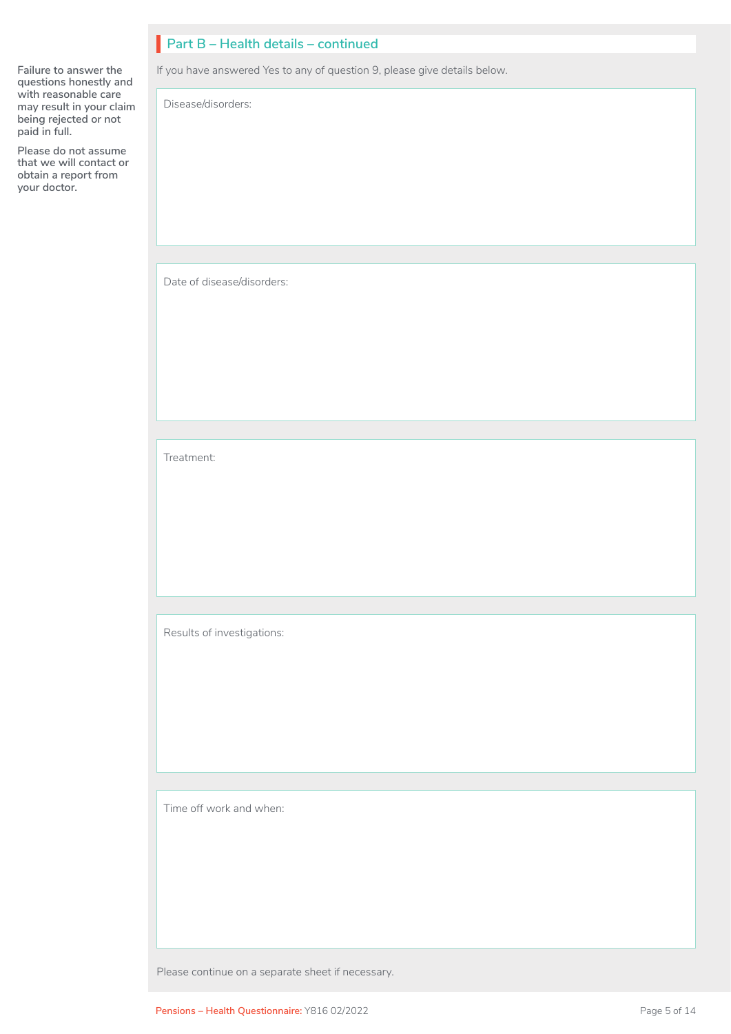## Part B – Health details – continued

**Failure to answer the questions honestly and with reasonable care may result in your claim being rejected or not paid in full.**

**Please do not assume that we will contact or obtain a report from your doctor.**

If you have answered Yes to any of question 9, please give details below.

Disease/disorders:

Date of disease/disorders:

Treatment:

Results of investigations:

Time off work and when:

Please continue on a separate sheet if necessary.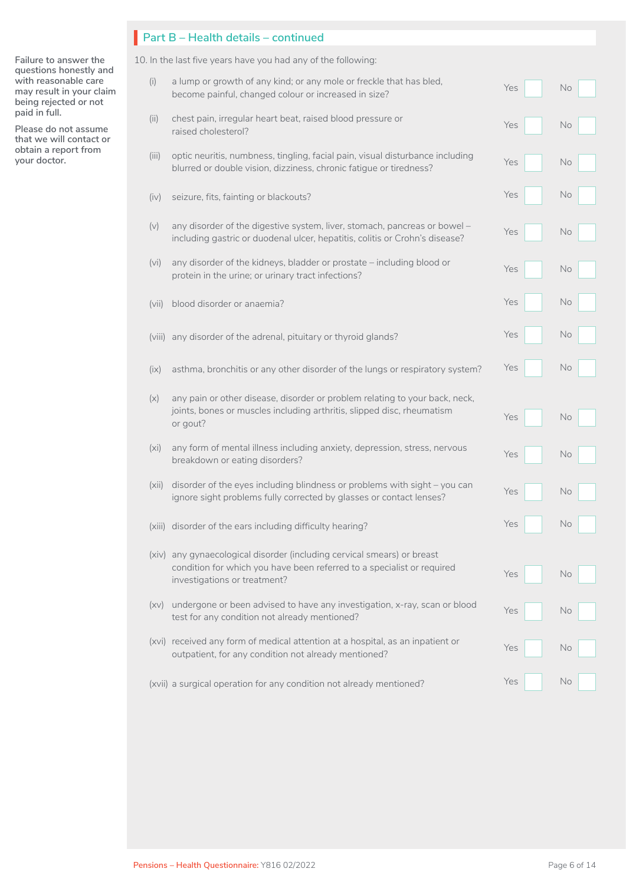## Part B – Health details – continued

**Failure to answer the questions honestly and with reasonable care may result in your claim being rejected or not paid in full.**

**Please do not assume that we will contact or obtain a report from your doctor.**

10. In the last five years have you had any of the following:

| | | Yes | No |
|---|---|---|---|
| (i) | a lump or growth of any kind; or any mole or freckle that has bled, become painful, changed colour or increased in size? | ☐ | ☐ |
| (ii) | chest pain, irregular heart beat, raised blood pressure or raised cholesterol? | ☐ | ☐ |
| (iii) | optic neuritis, numbness, tingling, facial pain, visual disturbance including blurred or double vision, dizziness, chronic fatigue or tiredness? | ☐ | ☐ |
| (iv) | seizure, fits, fainting or blackouts? | ☐ | ☐ |
| (v) | any disorder of the digestive system, liver, stomach, pancreas or bowel – including gastric or duodenal ulcer, hepatitis, colitis or Crohn's disease? | ☐ | ☐ |
| (vi) | any disorder of the kidneys, bladder or prostate – including blood or protein in the urine; or urinary tract infections? | ☐ | ☐ |
| (vii) | blood disorder or anaemia? | ☐ | ☐ |
| (viii) | any disorder of the adrenal, pituitary or thyroid glands? | ☐ | ☐ |
| (ix) | asthma, bronchitis or any other disorder of the lungs or respiratory system? | ☐ | ☐ |
| (x) | any pain or other disease, disorder or problem relating to your back, neck, joints, bones or muscles including arthritis, slipped disc, rheumatism or gout? | ☐ | ☐ |
| (xi) | any form of mental illness including anxiety, depression, stress, nervous breakdown or eating disorders? | ☐ | ☐ |
| (xii) | disorder of the eyes including blindness or problems with sight – you can ignore sight problems fully corrected by glasses or contact lenses? | ☐ | ☐ |
| (xiii) | disorder of the ears including difficulty hearing? | ☐ | ☐ |
| (xiv) | any gynaecological disorder (including cervical smears) or breast condition for which you have been referred to a specialist or required investigations or treatment? | ☐ | ☐ |
| (xv) | undergone or been advised to have any investigation, x-ray, scan or blood test for any condition not already mentioned? | ☐ | ☐ |
| (xvi) | received any form of medical attention at a hospital, as an inpatient or outpatient, for any condition not already mentioned? | ☐ | ☐ |
| (xvii) | a surgical operation for any condition not already mentioned? | ☐ | ☐ |

Pensions – Health Questionnaire: Y816 02/2022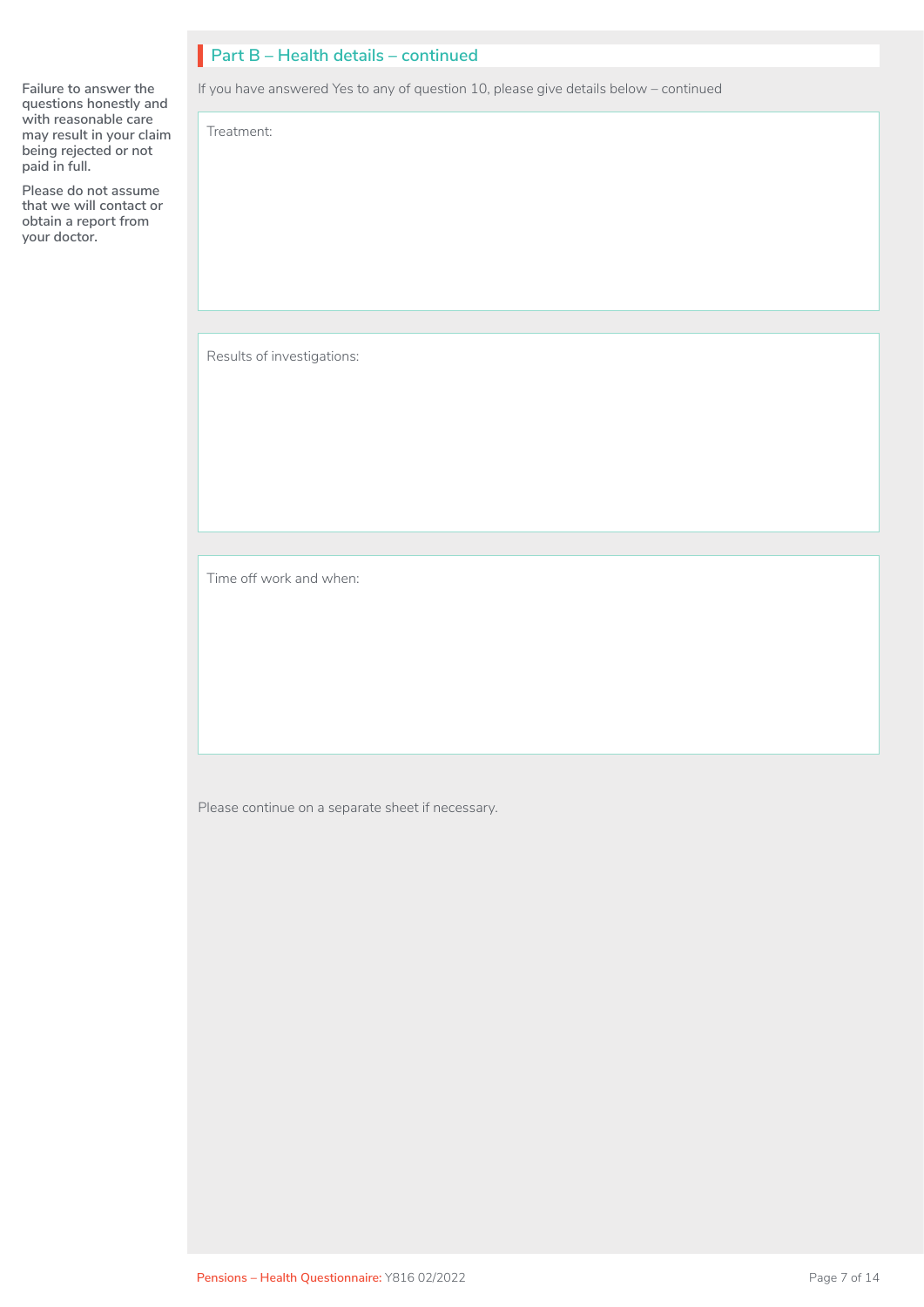## Part B – Health details – continued

**Failure to answer the questions honestly and with reasonable care may result in your claim being rejected or not paid in full.**

**Please do not assume that we will contact or obtain a report from your doctor.**

If you have answered Yes to any of question 10, please give details below – continued

Treatment:

Results of investigations:

Time off work and when:

Please continue on a separate sheet if necessary.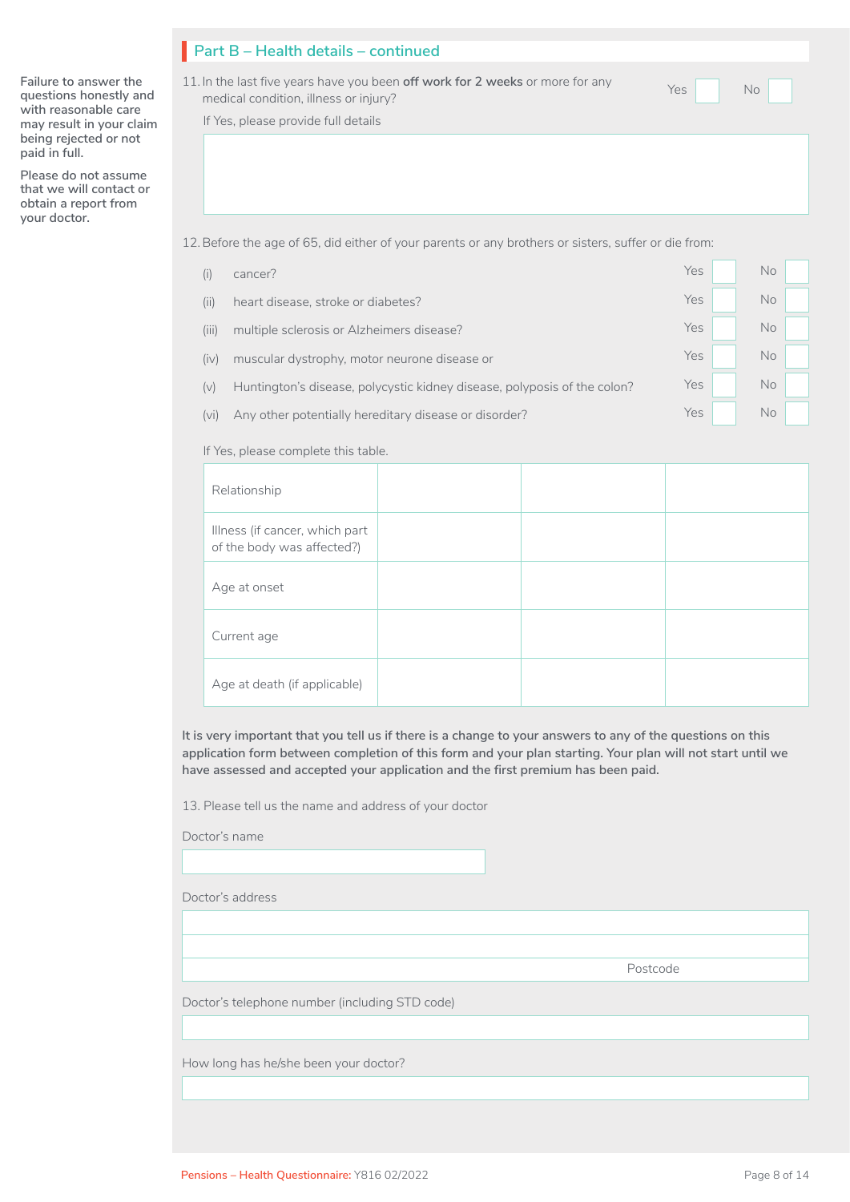## Part B – Health details – continued

**Failure to answer the questions honestly and with reasonable care may result in your claim being rejected or not paid in full.**

**Please do not assume that we will contact or obtain a report from your doctor.**

11. In the last five years have you been **off work for 2 weeks** or more for any medical condition, illness or injury? Yes ☐ No ☐

If Yes, please provide full details

12. Before the age of 65, did either of your parents or any brothers or sisters, suffer or die from:

| | | Yes | No |
|---|---|---|---|
| (i) | cancer? | ☐ | ☐ |
| (ii) | heart disease, stroke or diabetes? | ☐ | ☐ |
| (iii) | multiple sclerosis or Alzheimers disease? | ☐ | ☐ |
| (iv) | muscular dystrophy, motor neurone disease or | ☐ | ☐ |
| (v) | Huntington's disease, polycystic kidney disease, polyposis of the colon? | ☐ | ☐ |
| (vi) | Any other potentially hereditary disease or disorder? | ☐ | ☐ |

If Yes, please complete this table.

| | | | |
|---|---|---|---|
| Relationship | | | |
| Illness (if cancer, which part of the body was affected?) | | | |
| Age at onset | | | |
| Current age | | | |
| Age at death (if applicable) | | | |

**It is very important that you tell us if there is a change to your answers to any of the questions on this application form between completion of this form and your plan starting. Your plan will not start until we have assessed and accepted your application and the first premium has been paid.**

13. Please tell us the name and address of your doctor

Doctor's name

Doctor's address

Postcode

Doctor's telephone number (including STD code)

How long has he/she been your doctor?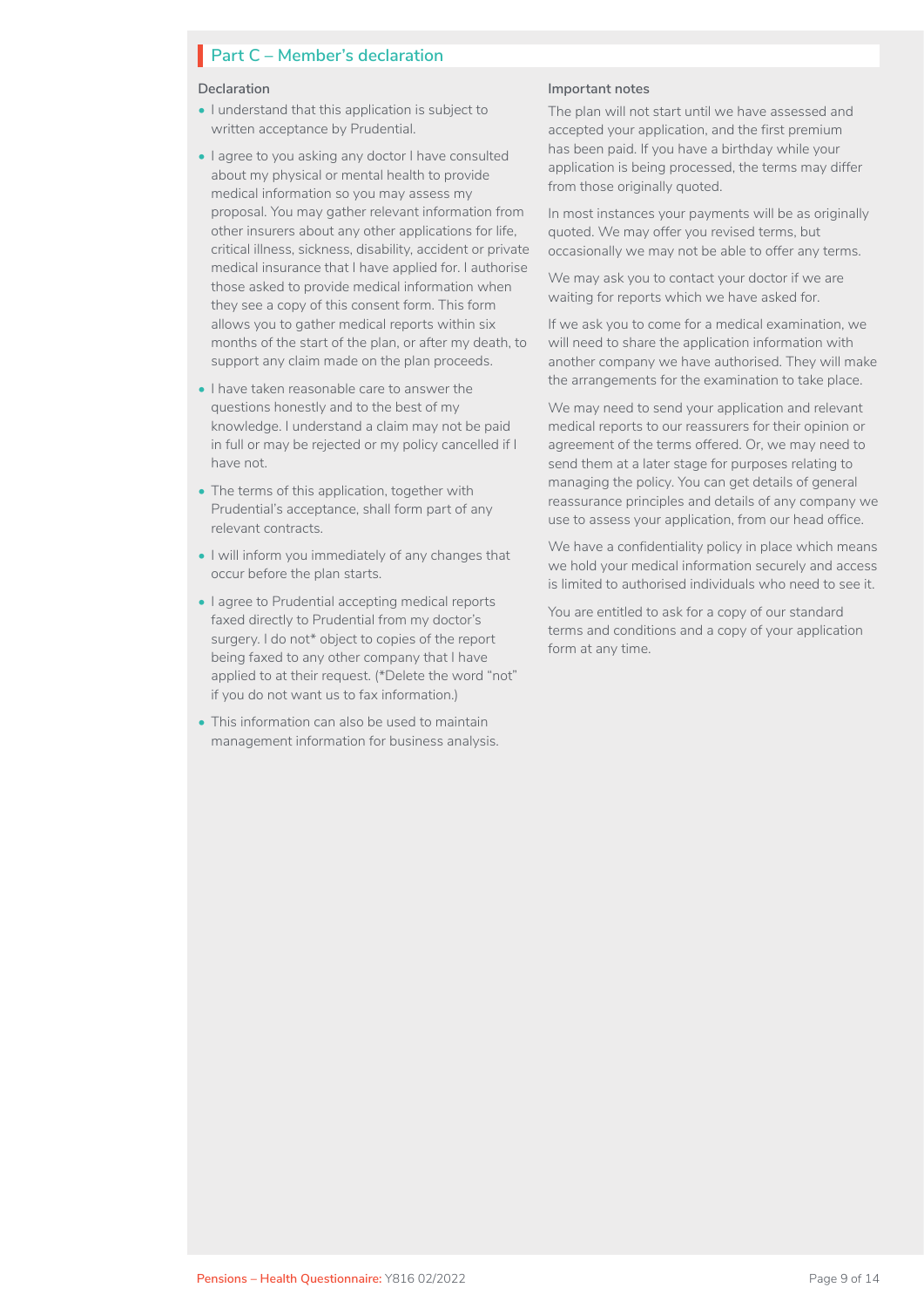## Part C – Member's declaration

### Declaration

- I understand that this application is subject to written acceptance by Prudential.
- I agree to you asking any doctor I have consulted about my physical or mental health to provide medical information so you may assess my proposal. You may gather relevant information from other insurers about any other applications for life, critical illness, sickness, disability, accident or private medical insurance that I have applied for. I authorise those asked to provide medical information when they see a copy of this consent form. This form allows you to gather medical reports within six months of the start of the plan, or after my death, to support any claim made on the plan proceeds.
- I have taken reasonable care to answer the questions honestly and to the best of my knowledge. I understand a claim may not be paid in full or may be rejected or my policy cancelled if I have not.
- The terms of this application, together with Prudential's acceptance, shall form part of any relevant contracts.
- I will inform you immediately of any changes that occur before the plan starts.
- I agree to Prudential accepting medical reports faxed directly to Prudential from my doctor's surgery. I do not* object to copies of the report being faxed to any other company that I have applied to at their request. (*Delete the word "not" if you do not want us to fax information.)
- This information can also be used to maintain management information for business analysis.

### Important notes

The plan will not start until we have assessed and accepted your application, and the first premium has been paid. If you have a birthday while your application is being processed, the terms may differ from those originally quoted.

In most instances your payments will be as originally quoted. We may offer you revised terms, but occasionally we may not be able to offer any terms.

We may ask you to contact your doctor if we are waiting for reports which we have asked for.

If we ask you to come for a medical examination, we will need to share the application information with another company we have authorised. They will make the arrangements for the examination to take place.

We may need to send your application and relevant medical reports to our reassurers for their opinion or agreement of the terms offered. Or, we may need to send them at a later stage for purposes relating to managing the policy. You can get details of general reassurance principles and details of any company we use to assess your application, from our head office.

We have a confidentiality policy in place which means we hold your medical information securely and access is limited to authorised individuals who need to see it.

You are entitled to ask for a copy of our standard terms and conditions and a copy of your application form at any time.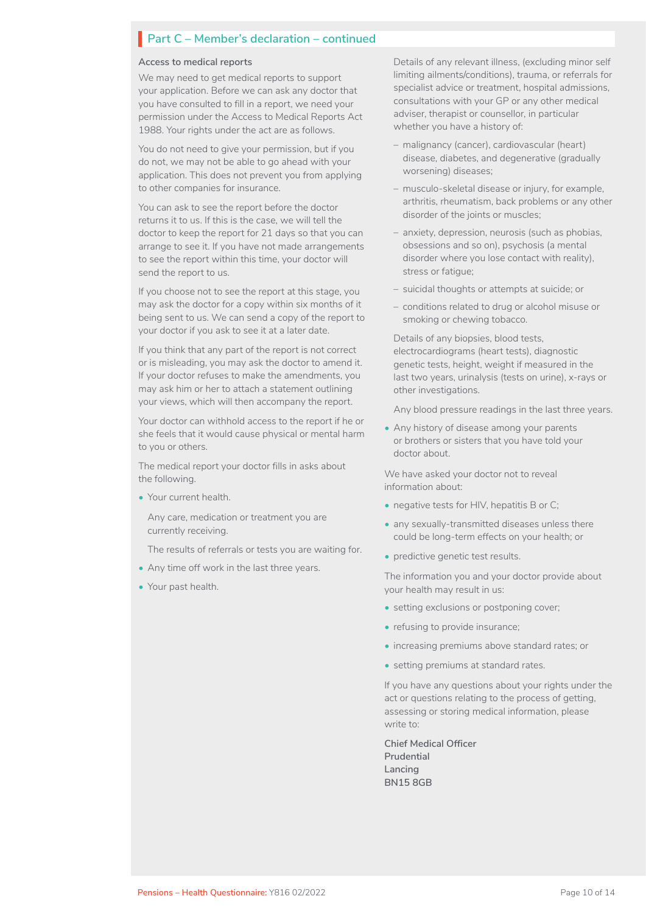## Part C – Member's declaration – continued

**Access to medical reports**

We may need to get medical reports to support your application. Before we can ask any doctor that you have consulted to fill in a report, we need your permission under the Access to Medical Reports Act 1988. Your rights under the act are as follows.

You do not need to give your permission, but if you do not, we may not be able to go ahead with your application. This does not prevent you from applying to other companies for insurance.

You can ask to see the report before the doctor returns it to us. If this is the case, we will tell the doctor to keep the report for 21 days so that you can arrange to see it. If you have not made arrangements to see the report within this time, your doctor will send the report to us.

If you choose not to see the report at this stage, you may ask the doctor for a copy within six months of it being sent to us. We can send a copy of the report to your doctor if you ask to see it at a later date.

If you think that any part of the report is not correct or is misleading, you may ask the doctor to amend it. If your doctor refuses to make the amendments, you may ask him or her to attach a statement outlining your views, which will then accompany the report.

Your doctor can withhold access to the report if he or she feels that it would cause physical or mental harm to you or others.

The medical report your doctor fills in asks about the following.

- Your current health.

  Any care, medication or treatment you are currently receiving.

  The results of referrals or tests you are waiting for.
- Any time off work in the last three years.
- Your past health.

  Details of any relevant illness, (excluding minor self limiting ailments/conditions), trauma, or referrals for specialist advice or treatment, hospital admissions, consultations with your GP or any other medical adviser, therapist or counsellor, in particular whether you have a history of:

  - malignancy (cancer), cardiovascular (heart) disease, diabetes, and degenerative (gradually worsening) diseases;
  - musculo-skeletal disease or injury, for example, arthritis, rheumatism, back problems or any other disorder of the joints or muscles;
  - anxiety, depression, neurosis (such as phobias, obsessions and so on), psychosis (a mental disorder where you lose contact with reality), stress or fatigue;
  - suicidal thoughts or attempts at suicide; or
  - conditions related to drug or alcohol misuse or smoking or chewing tobacco.

  Details of any biopsies, blood tests, electrocardiograms (heart tests), diagnostic genetic tests, height, weight if measured in the last two years, urinalysis (tests on urine), x-rays or other investigations.

  Any blood pressure readings in the last three years.
- Any history of disease among your parents or brothers or sisters that you have told your doctor about.

We have asked your doctor not to reveal information about:

- negative tests for HIV, hepatitis B or C;
- any sexually-transmitted diseases unless there could be long-term effects on your health; or
- predictive genetic test results.

The information you and your doctor provide about your health may result in us:

- setting exclusions or postponing cover;
- refusing to provide insurance;
- increasing premiums above standard rates; or
- setting premiums at standard rates.

If you have any questions about your rights under the act or questions relating to the process of getting, assessing or storing medical information, please write to:

**Chief Medical Officer**
**Prudential**
**Lancing**
**BN15 8GB**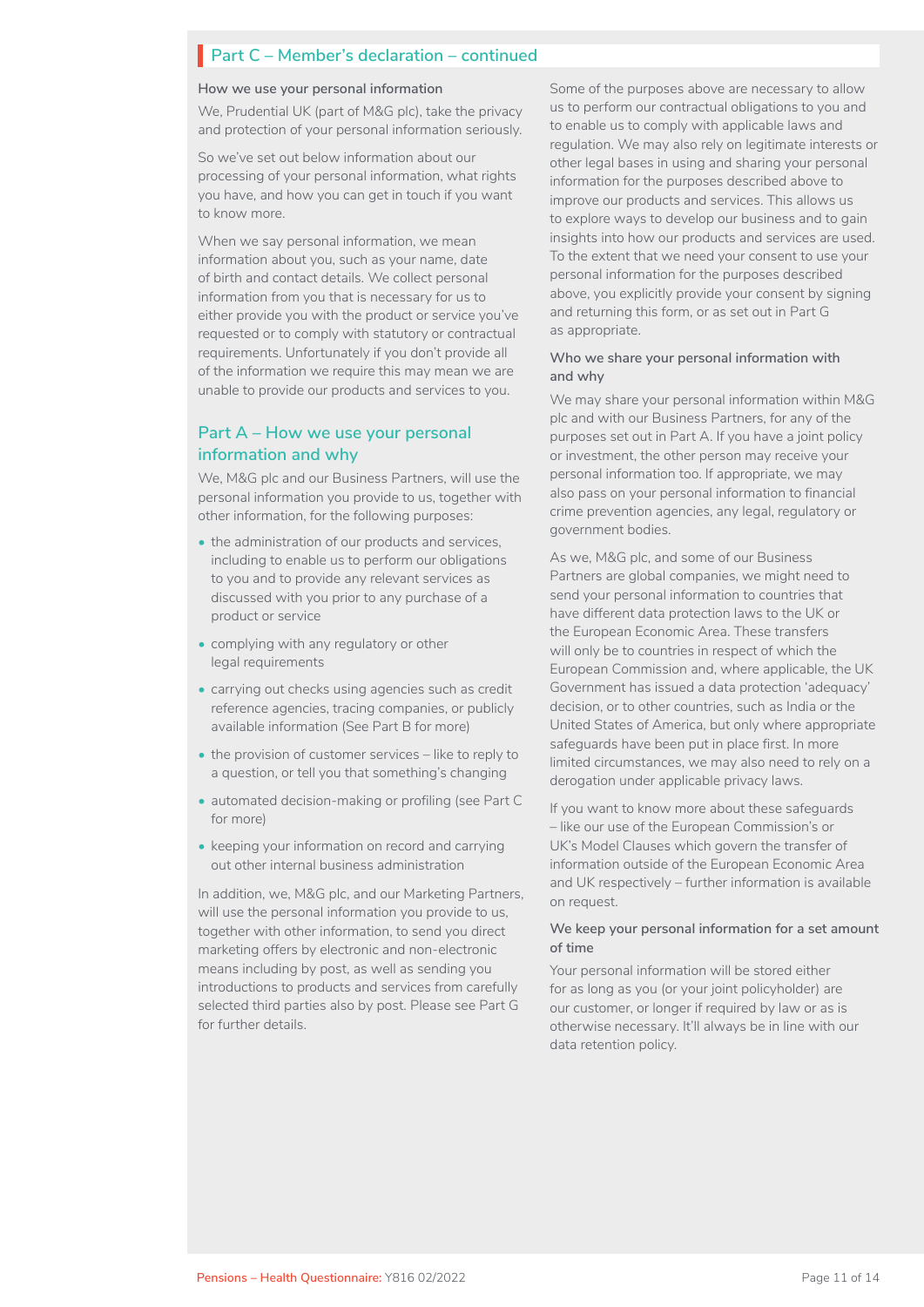## Part C – Member's declaration – continued

### How we use your personal information

We, Prudential UK (part of M&G plc), take the privacy and protection of your personal information seriously.

So we've set out below information about our processing of your personal information, what rights you have, and how you can get in touch if you want to know more.

When we say personal information, we mean information about you, such as your name, date of birth and contact details. We collect personal information from you that is necessary for us to either provide you with the product or service you've requested or to comply with statutory or contractual requirements. Unfortunately if you don't provide all of the information we require this may mean we are unable to provide our products and services to you.

### Part A – How we use your personal information and why

We, M&G plc and our Business Partners, will use the personal information you provide to us, together with other information, for the following purposes:

- the administration of our products and services, including to enable us to perform our obligations to you and to provide any relevant services as discussed with you prior to any purchase of a product or service
- complying with any regulatory or other legal requirements
- carrying out checks using agencies such as credit reference agencies, tracing companies, or publicly available information (See Part B for more)
- the provision of customer services – like to reply to a question, or tell you that something's changing
- automated decision-making or profiling (see Part C for more)
- keeping your information on record and carrying out other internal business administration

In addition, we, M&G plc, and our Marketing Partners, will use the personal information you provide to us, together with other information, to send you direct marketing offers by electronic and non-electronic means including by post, as well as sending you introductions to products and services from carefully selected third parties also by post. Please see Part G for further details.

Some of the purposes above are necessary to allow us to perform our contractual obligations to you and to enable us to comply with applicable laws and regulation. We may also rely on legitimate interests or other legal bases in using and sharing your personal information for the purposes described above to improve our products and services. This allows us to explore ways to develop our business and to gain insights into how our products and services are used. To the extent that we need your consent to use your personal information for the purposes described above, you explicitly provide your consent by signing and returning this form, or as set out in Part G as appropriate.

### Who we share your personal information with and why

We may share your personal information within M&G plc and with our Business Partners, for any of the purposes set out in Part A. If you have a joint policy or investment, the other person may receive your personal information too. If appropriate, we may also pass on your personal information to financial crime prevention agencies, any legal, regulatory or government bodies.

As we, M&G plc, and some of our Business Partners are global companies, we might need to send your personal information to countries that have different data protection laws to the UK or the European Economic Area. These transfers will only be to countries in respect of which the European Commission and, where applicable, the UK Government has issued a data protection 'adequacy' decision, or to other countries, such as India or the United States of America, but only where appropriate safeguards have been put in place first. In more limited circumstances, we may also need to rely on a derogation under applicable privacy laws.

If you want to know more about these safeguards – like our use of the European Commission's or UK's Model Clauses which govern the transfer of information outside of the European Economic Area and UK respectively – further information is available on request.

### We keep your personal information for a set amount of time

Your personal information will be stored either for as long as you (or your joint policyholder) are our customer, or longer if required by law or as is otherwise necessary. It'll always be in line with our data retention policy.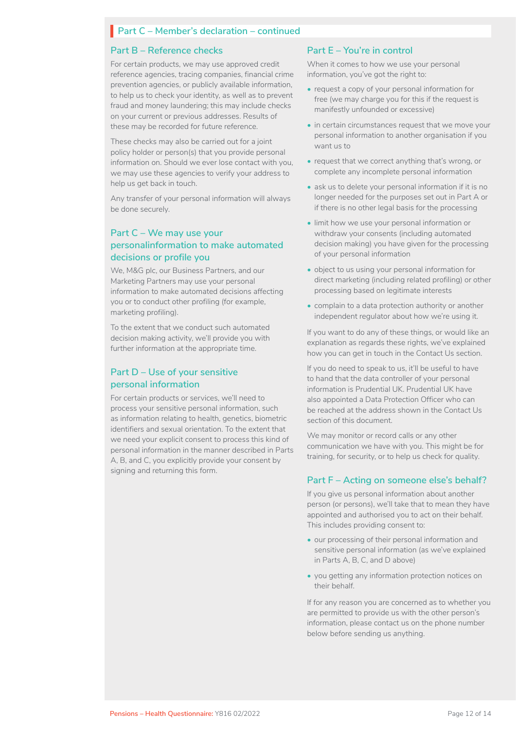## Part C – Member's declaration – continued

### Part B – Reference checks

For certain products, we may use approved credit reference agencies, tracing companies, financial crime prevention agencies, or publicly available information, to help us to check your identity, as well as to prevent fraud and money laundering; this may include checks on your current or previous addresses. Results of these may be recorded for future reference.

These checks may also be carried out for a joint policy holder or person(s) that you provide personal information on. Should we ever lose contact with you, we may use these agencies to verify your address to help us get back in touch.

Any transfer of your personal information will always be done securely.

### Part C – We may use your personalinformation to make automated decisions or profile you

We, M&G plc, our Business Partners, and our Marketing Partners may use your personal information to make automated decisions affecting you or to conduct other profiling (for example, marketing profiling).

To the extent that we conduct such automated decision making activity, we'll provide you with further information at the appropriate time.

### Part D – Use of your sensitive personal information

For certain products or services, we'll need to process your sensitive personal information, such as information relating to health, genetics, biometric identifiers and sexual orientation. To the extent that we need your explicit consent to process this kind of personal information in the manner described in Parts A, B, and C, you explicitly provide your consent by signing and returning this form.

### Part E – You're in control

When it comes to how we use your personal information, you've got the right to:

- request a copy of your personal information for free (we may charge you for this if the request is manifestly unfounded or excessive)
- in certain circumstances request that we move your personal information to another organisation if you want us to
- request that we correct anything that's wrong, or complete any incomplete personal information
- ask us to delete your personal information if it is no longer needed for the purposes set out in Part A or if there is no other legal basis for the processing
- limit how we use your personal information or withdraw your consents (including automated decision making) you have given for the processing of your personal information
- object to us using your personal information for direct marketing (including related profiling) or other processing based on legitimate interests
- complain to a data protection authority or another independent regulator about how we're using it.

If you want to do any of these things, or would like an explanation as regards these rights, we've explained how you can get in touch in the Contact Us section.

If you do need to speak to us, it'll be useful to have to hand that the data controller of your personal information is Prudential UK. Prudential UK have also appointed a Data Protection Officer who can be reached at the address shown in the Contact Us section of this document.

We may monitor or record calls or any other communication we have with you. This might be for training, for security, or to help us check for quality.

### Part F – Acting on someone else's behalf?

If you give us personal information about another person (or persons), we'll take that to mean they have appointed and authorised you to act on their behalf. This includes providing consent to:

- our processing of their personal information and sensitive personal information (as we've explained in Parts A, B, C, and D above)
- you getting any information protection notices on their behalf.

If for any reason you are concerned as to whether you are permitted to provide us with the other person's information, please contact us on the phone number below before sending us anything.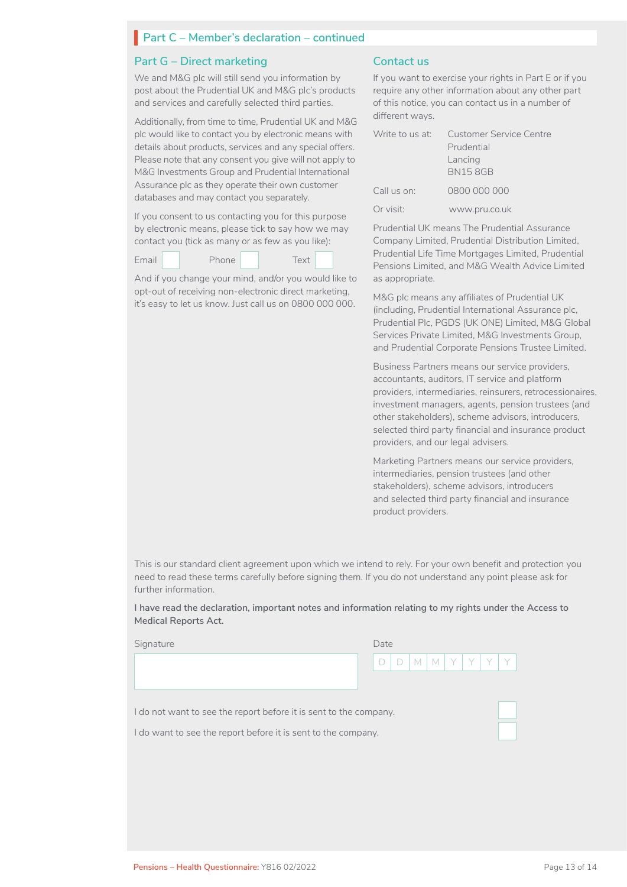## Part C – Member's declaration – continued

### Part G – Direct marketing

We and M&G plc will still send you information by post about the Prudential UK and M&G plc's products and services and carefully selected third parties.

Additionally, from time to time, Prudential UK and M&G plc would like to contact you by electronic means with details about products, services and any special offers. Please note that any consent you give will not apply to M&G Investments Group and Prudential International Assurance plc as they operate their own customer databases and may contact you separately.

If you consent to us contacting you for this purpose by electronic means, please tick to say how we may contact you (tick as many or as few as you like):

Email ☐ Phone ☐ Text ☐

And if you change your mind, and/or you would like to opt-out of receiving non-electronic direct marketing, it's easy to let us know. Just call us on 0800 000 000.

### Contact us

If you want to exercise your rights in Part E or if you require any other information about any other part of this notice, you can contact us in a number of different ways.

| | |
|---|---|
| Write to us at: | Customer Service Centre<br>Prudential<br>Lancing<br>BN15 8GB |
| Call us on: | 0800 000 000 |
| Or visit: | www.pru.co.uk |

Prudential UK means The Prudential Assurance Company Limited, Prudential Distribution Limited, Prudential Life Time Mortgages Limited, Prudential Pensions Limited, and M&G Wealth Advice Limited as appropriate.

M&G plc means any affiliates of Prudential UK (including, Prudential International Assurance plc, Prudential Plc, PGDS (UK ONE) Limited, M&G Global Services Private Limited, M&G Investments Group, and Prudential Corporate Pensions Trustee Limited.

Business Partners means our service providers, accountants, auditors, IT service and platform providers, intermediaries, reinsurers, retrocessionaires, investment managers, agents, pension trustees (and other stakeholders), scheme advisors, introducers, selected third party financial and insurance product providers, and our legal advisers.

Marketing Partners means our service providers, intermediaries, pension trustees (and other stakeholders), scheme advisors, introducers and selected third party financial and insurance product providers.

This is our standard client agreement upon which we intend to rely. For your own benefit and protection you need to read these terms carefully before signing them. If you do not understand any point please ask for further information.

**I have read the declaration, important notes and information relating to my rights under the Access to Medical Reports Act.**

Signature

Date D D M M Y Y Y Y

I do not want to see the report before it is sent to the company. ☐

I do want to see the report before it is sent to the company. ☐

Pensions – Health Questionnaire: Y816 02/2022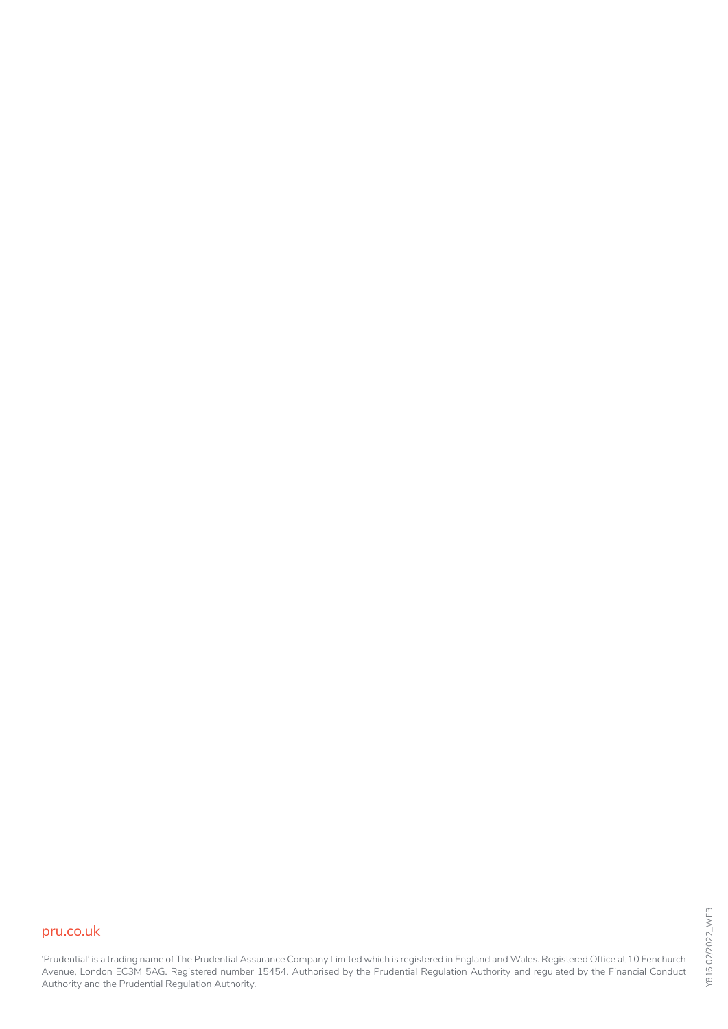pru.co.uk

'Prudential' is a trading name of The Prudential Assurance Company Limited which is registered in England and Wales. Registered Office at 10 Fenchurch Avenue, London EC3M 5AG. Registered number 15454. Authorised by the Prudential Regulation Authority and regulated by the Financial Conduct Authority and the Prudential Regulation Authority.

Y816 02/2022_WEB